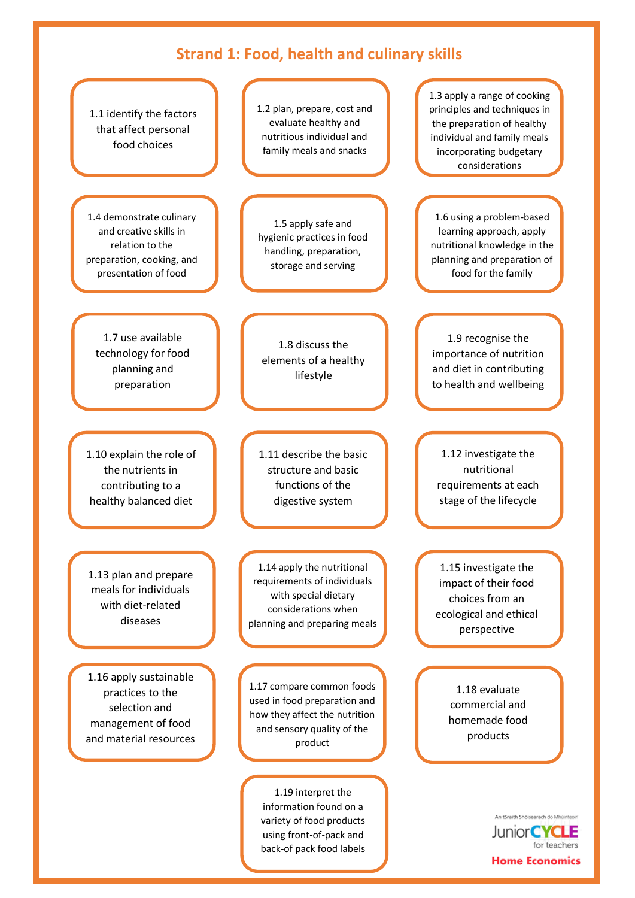# Strand 1: Food, health and culinary skills

- 1.1 identify the factors that affect personal food choices
- 1.2 plan, prepare, cost and evaluate healthy and nutritious individual and family meals and snacks
- 1.3 apply a range of cooking principles and techniques in the preparation of healthy individual and family meals incorporating budgetary considerations
- 1.4 demonstrate culinary and creative skills in relation to the preparation, cooking, and presentation of food
- 1.5 apply safe and hygienic practices in food handling, preparation, storage and serving
- 1.6 using a problem-based learning approach, apply nutritional knowledge in the planning and preparation of food for the family
- 1.7 use available technology for food planning and preparation
- 1.8 discuss the elements of a healthy lifestyle
- 1.9 recognise the importance of nutrition and diet in contributing to health and wellbeing
- 1.10 explain the role of the nutrients in contributing to a healthy balanced diet
- 1.11 describe the basic structure and basic functions of the digestive system
- 1.12 investigate the nutritional requirements at each stage of the lifecycle
- 1.13 plan and prepare meals for individuals with diet-related diseases
- 1.14 apply the nutritional requirements of individuals with special dietary considerations when planning and preparing meals
- 1.15 investigate the impact of their food choices from an ecological and ethical perspective
- 1.16 apply sustainable practices to the selection and management of food and material resources
- 1.17 compare common foods used in food preparation and how they affect the nutrition and sensory quality of the product
- 1.18 evaluate commercial and homemade food products
- 1.19 interpret the information found on a variety of food products using front-of-pack and back-of pack food labels

An tSraith Shóisearach do Mhúinteoirí
Junior CYCLE for teachers
Home Economics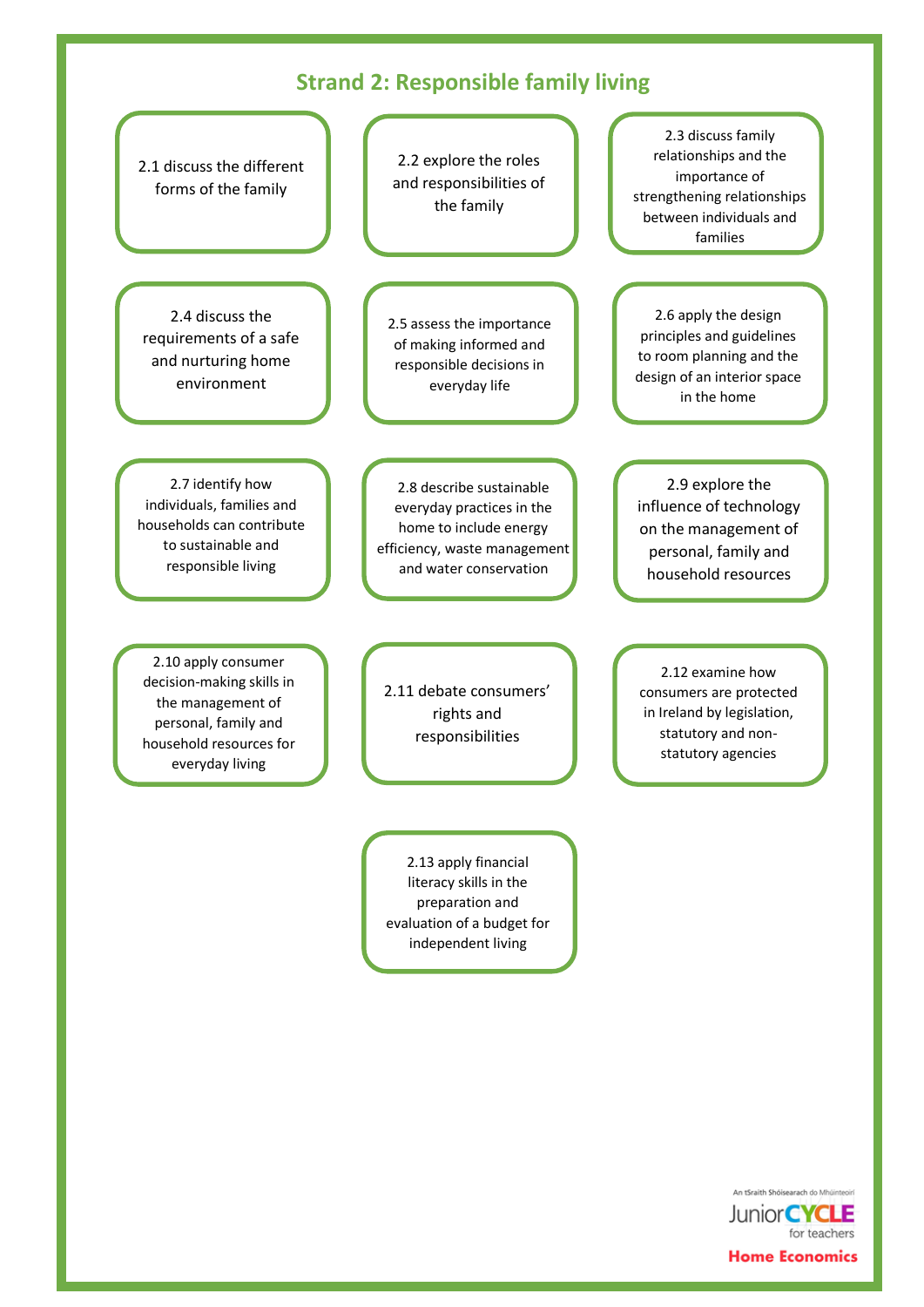## Strand 2: Responsible family living

- 2.1 discuss the different forms of the family
- 2.2 explore the roles and responsibilities of the family
- 2.3 discuss family relationships and the importance of strengthening relationships between individuals and families
- 2.4 discuss the requirements of a safe and nurturing home environment
- 2.5 assess the importance of making informed and responsible decisions in everyday life
- 2.6 apply the design principles and guidelines to room planning and the design of an interior space in the home
- 2.7 identify how individuals, families and households can contribute to sustainable and responsible living
- 2.8 describe sustainable everyday practices in the home to include energy efficiency, waste management and water conservation
- 2.9 explore the influence of technology on the management of personal, family and household resources
- 2.10 apply consumer decision-making skills in the management of personal, family and household resources for everyday living
- 2.11 debate consumers' rights and responsibilities
- 2.12 examine how consumers are protected in Ireland by legislation, statutory and non-statutory agencies
- 2.13 apply financial literacy skills in the preparation and evaluation of a budget for independent living

An tSraith Shóisearach do Mhúinteoirí
JuniorCYCLE for teachers
Home Economics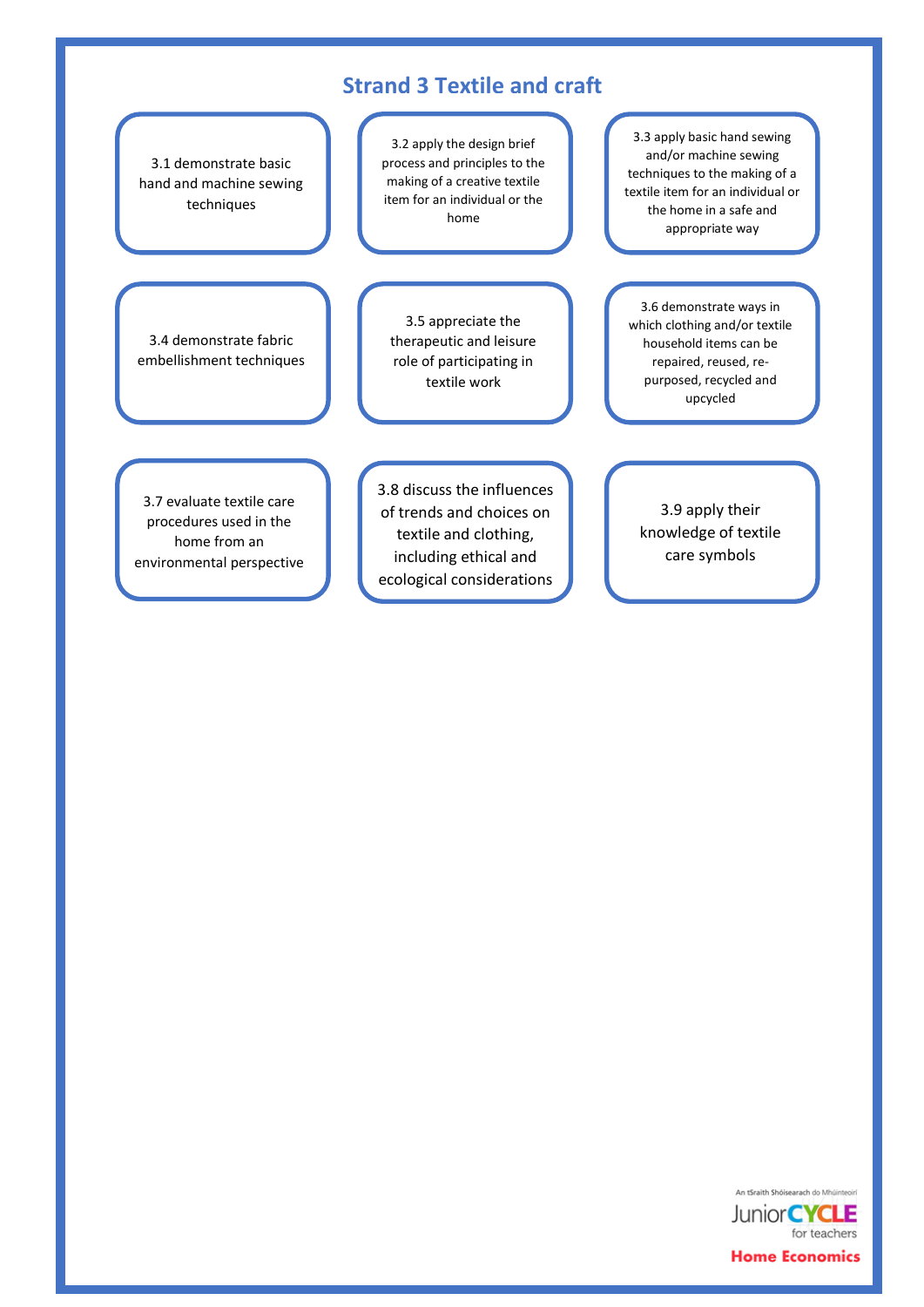## Strand 3 Textile and craft

3.1 demonstrate basic hand and machine sewing techniques

3.2 apply the design brief process and principles to the making of a creative textile item for an individual or the home

3.3 apply basic hand sewing and/or machine sewing techniques to the making of a textile item for an individual or the home in a safe and appropriate way

3.4 demonstrate fabric embellishment techniques

3.5 appreciate the therapeutic and leisure role of participating in textile work

3.6 demonstrate ways in which clothing and/or textile household items can be repaired, reused, re-purposed, recycled and upcycled

3.7 evaluate textile care procedures used in the home from an environmental perspective

3.8 discuss the influences of trends and choices on textile and clothing, including ethical and ecological considerations

3.9 apply their knowledge of textile care symbols